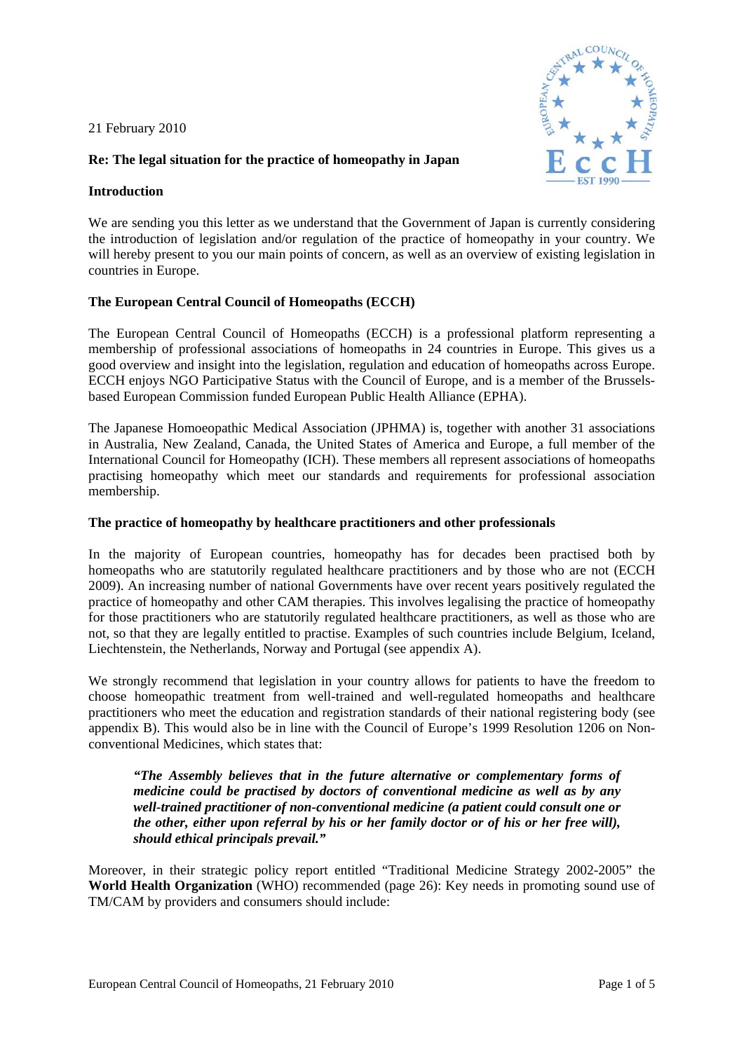21 February 2010

**Re: The legal situation for the practice of homeopathy in Japan**

**Introduction**

We are sending you this letter as we understand that the Government of Japan is currently considering the introduction of legislation and/or regulation of the practice of homeopathy in your country. We will hereby present to you our main points of concern, as well as an overview of existing legislation in countries in Europe.

**The European Central Council of Homeopaths (ECCH)**

The European Central Council of Homeopaths (ECCH) is a professional platform representing a membership of professional associations of homeopaths in 24 countries in Europe. This gives us a good overview and insight into the legislation, regulation and education of homeopaths across Europe. ECCH enjoys NGO Participative Status with the Council of Europe, and is a member of the Brussels-based European Commission funded European Public Health Alliance (EPHA).

The Japanese Homoeopathic Medical Association (JPHMA) is, together with another 31 associations in Australia, New Zealand, Canada, the United States of America and Europe, a full member of the International Council for Homeopathy (ICH). These members all represent associations of homeopaths practising homeopathy which meet our standards and requirements for professional association membership.

**The practice of homeopathy by healthcare practitioners and other professionals**

In the majority of European countries, homeopathy has for decades been practised both by homeopaths who are statutorily regulated healthcare practitioners and by those who are not (ECCH 2009). An increasing number of national Governments have over recent years positively regulated the practice of homeopathy and other CAM therapies. This involves legalising the practice of homeopathy for those practitioners who are statutorily regulated healthcare practitioners, as well as those who are not, so that they are legally entitled to practise. Examples of such countries include Belgium, Iceland, Liechtenstein, the Netherlands, Norway and Portugal (see appendix A).

We strongly recommend that legislation in your country allows for patients to have the freedom to choose homeopathic treatment from well-trained and well-regulated homeopaths and healthcare practitioners who meet the education and registration standards of their national registering body (see appendix B). This would also be in line with the Council of Europe's 1999 Resolution 1206 on Non-conventional Medicines, which states that:

> ***"The Assembly believes that in the future alternative or complementary forms of medicine could be practised by doctors of conventional medicine as well as by any well-trained practitioner of non-conventional medicine (a patient could consult one or the other, either upon referral by his or her family doctor or of his or her free will), should ethical principals prevail."***

Moreover, in their strategic policy report entitled "Traditional Medicine Strategy 2002-2005" the **World Health Organization** (WHO) recommended (page 26): Key needs in promoting sound use of TM/CAM by providers and consumers should include: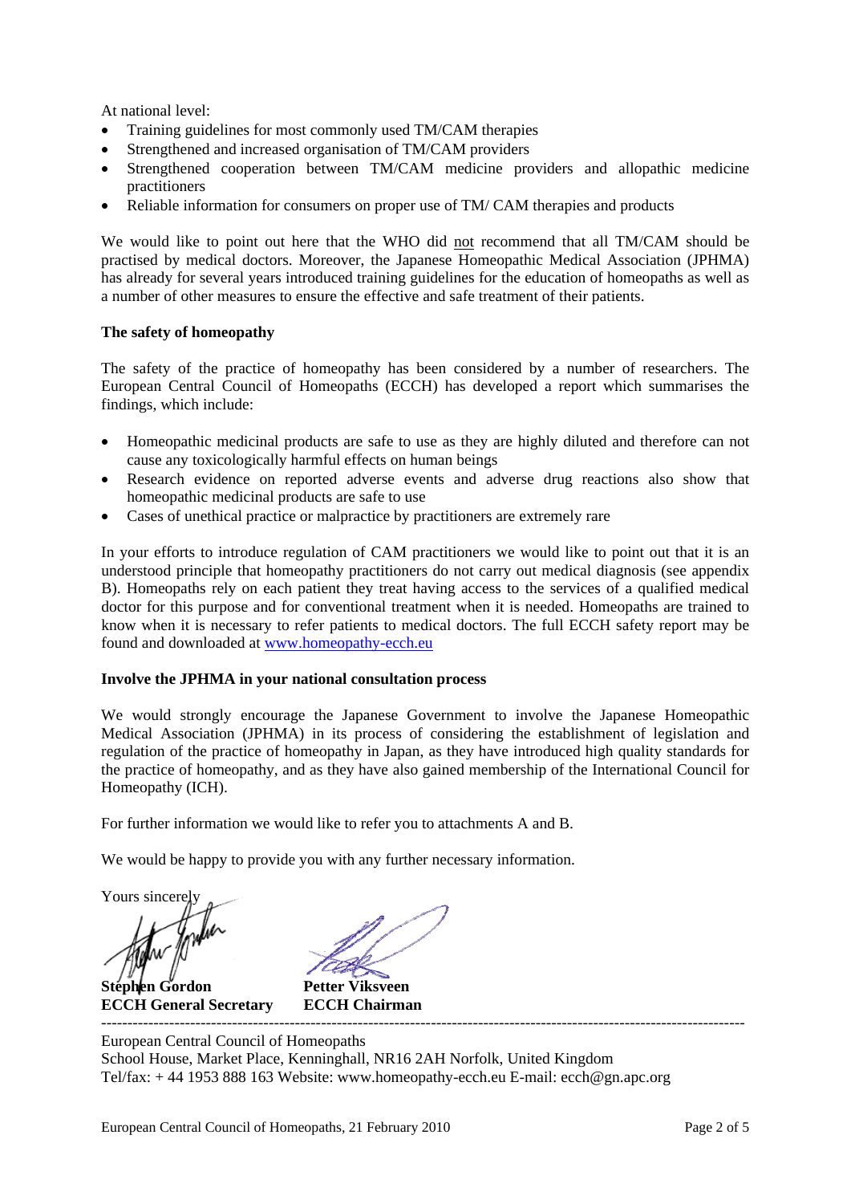At national level:

- Training guidelines for most commonly used TM/CAM therapies
- Strengthened and increased organisation of TM/CAM providers
- Strengthened cooperation between TM/CAM medicine providers and allopathic medicine practitioners
- Reliable information for consumers on proper use of TM/ CAM therapies and products

We would like to point out here that the WHO did not recommend that all TM/CAM should be practised by medical doctors. Moreover, the Japanese Homeopathic Medical Association (JPHMA) has already for several years introduced training guidelines for the education of homeopaths as well as a number of other measures to ensure the effective and safe treatment of their patients.

**The safety of homeopathy**

The safety of the practice of homeopathy has been considered by a number of researchers. The European Central Council of Homeopaths (ECCH) has developed a report which summarises the findings, which include:

- Homeopathic medicinal products are safe to use as they are highly diluted and therefore can not cause any toxicologically harmful effects on human beings
- Research evidence on reported adverse events and adverse drug reactions also show that homeopathic medicinal products are safe to use
- Cases of unethical practice or malpractice by practitioners are extremely rare

In your efforts to introduce regulation of CAM practitioners we would like to point out that it is an understood principle that homeopathy practitioners do not carry out medical diagnosis (see appendix B). Homeopaths rely on each patient they treat having access to the services of a qualified medical doctor for this purpose and for conventional treatment when it is needed. Homeopaths are trained to know when it is necessary to refer patients to medical doctors. The full ECCH safety report may be found and downloaded at www.homeopathy-ecch.eu

**Involve the JPHMA in your national consultation process**

We would strongly encourage the Japanese Government to involve the Japanese Homeopathic Medical Association (JPHMA) in its process of considering the establishment of legislation and regulation of the practice of homeopathy in Japan, as they have introduced high quality standards for the practice of homeopathy, and as they have also gained membership of the International Council for Homeopathy (ICH).

For further information we would like to refer you to attachments A and B.

We would be happy to provide you with any further necessary information.

Yours sincerely

**Stephen Gordon**
**ECCH General Secretary**

**Petter Viksveen**
**ECCH Chairman**

---

European Central Council of Homeopaths
School House, Market Place, Kenninghall, NR16 2AH Norfolk, United Kingdom
Tel/fax: + 44 1953 888 163 Website: www.homeopathy-ecch.eu E-mail: ecch@gn.apc.org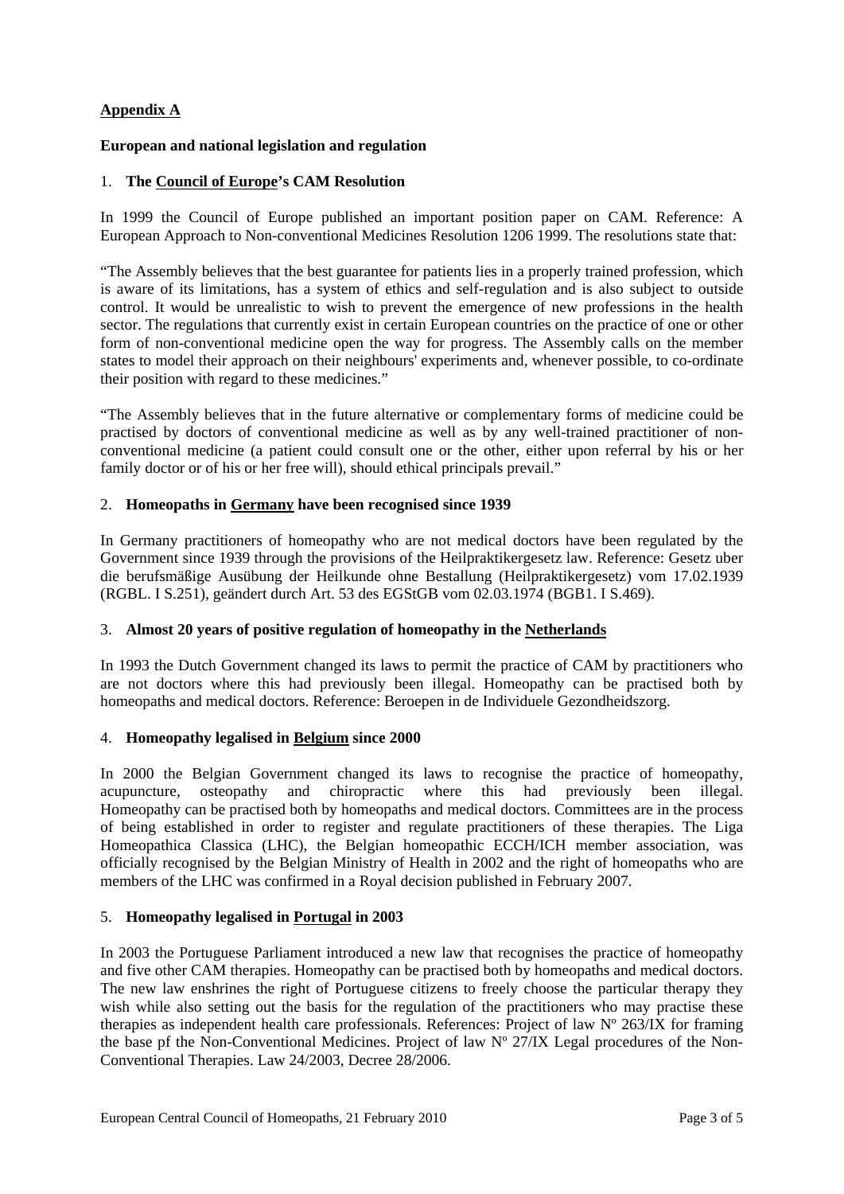## Appendix A

**European and national legislation and regulation**

### 1. The Council of Europe's CAM Resolution

In 1999 the Council of Europe published an important position paper on CAM. Reference: A European Approach to Non-conventional Medicines Resolution 1206 1999. The resolutions state that:

"The Assembly believes that the best guarantee for patients lies in a properly trained profession, which is aware of its limitations, has a system of ethics and self-regulation and is also subject to outside control. It would be unrealistic to wish to prevent the emergence of new professions in the health sector. The regulations that currently exist in certain European countries on the practice of one or other form of non-conventional medicine open the way for progress. The Assembly calls on the member states to model their approach on their neighbours' experiments and, whenever possible, to co-ordinate their position with regard to these medicines."

"The Assembly believes that in the future alternative or complementary forms of medicine could be practised by doctors of conventional medicine as well as by any well-trained practitioner of non-conventional medicine (a patient could consult one or the other, either upon referral by his or her family doctor or of his or her free will), should ethical principals prevail."

### 2. Homeopaths in Germany have been recognised since 1939

In Germany practitioners of homeopathy who are not medical doctors have been regulated by the Government since 1939 through the provisions of the Heilpraktikergesetz law. Reference: Gesetz uber die berufsmäßige Ausübung der Heilkunde ohne Bestallung (Heilpraktikergesetz) vom 17.02.1939 (RGBL. I S.251), geändert durch Art. 53 des EGStGB vom 02.03.1974 (BGB1. I S.469).

### 3. Almost 20 years of positive regulation of homeopathy in the Netherlands

In 1993 the Dutch Government changed its laws to permit the practice of CAM by practitioners who are not doctors where this had previously been illegal. Homeopathy can be practised both by homeopaths and medical doctors. Reference: Beroepen in de Individuele Gezondheidszorg.

### 4. Homeopathy legalised in Belgium since 2000

In 2000 the Belgian Government changed its laws to recognise the practice of homeopathy, acupuncture, osteopathy and chiropractic where this had previously been illegal. Homeopathy can be practised both by homeopaths and medical doctors. Committees are in the process of being established in order to register and regulate practitioners of these therapies. The Liga Homeopathica Classica (LHC), the Belgian homeopathic ECCH/ICH member association, was officially recognised by the Belgian Ministry of Health in 2002 and the right of homeopaths who are members of the LHC was confirmed in a Royal decision published in February 2007.

### 5. Homeopathy legalised in Portugal in 2003

In 2003 the Portuguese Parliament introduced a new law that recognises the practice of homeopathy and five other CAM therapies. Homeopathy can be practised both by homeopaths and medical doctors. The new law enshrines the right of Portuguese citizens to freely choose the particular therapy they wish while also setting out the basis for the regulation of the practitioners who may practise these therapies as independent health care professionals. References: Project of law Nº 263/IX for framing the base pf the Non-Conventional Medicines. Project of law Nº 27/IX Legal procedures of the Non-Conventional Therapies. Law 24/2003, Decree 28/2006.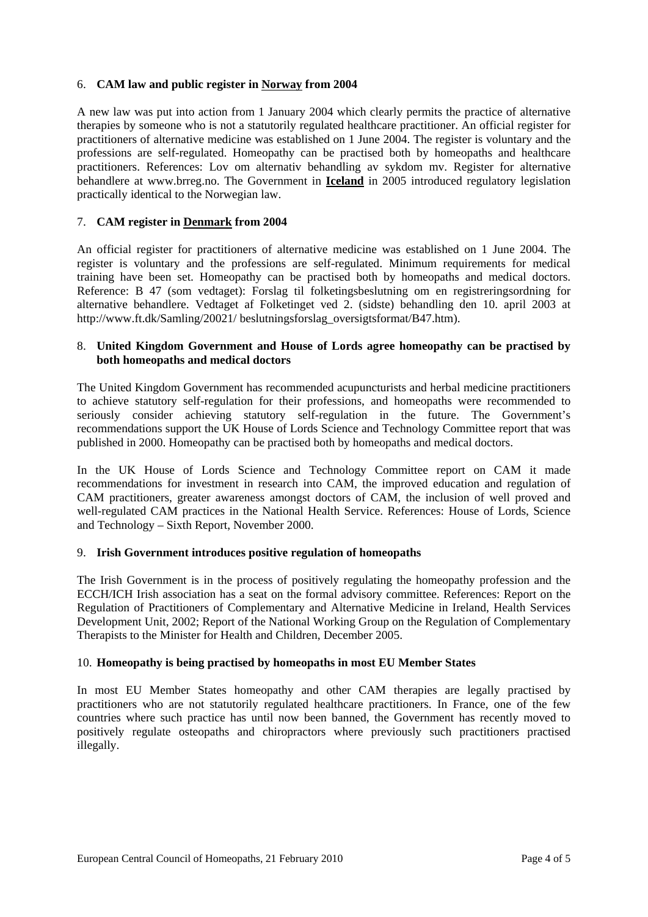## 6. **CAM law and public register in Norway from 2004**

A new law was put into action from 1 January 2004 which clearly permits the practice of alternative therapies by someone who is not a statutorily regulated healthcare practitioner. An official register for practitioners of alternative medicine was established on 1 June 2004. The register is voluntary and the professions are self-regulated. Homeopathy can be practised both by homeopaths and healthcare practitioners. References: Lov om alternativ behandling av sykdom mv. Register for alternative behandlere at www.brreg.no. The Government in **Iceland** in 2005 introduced regulatory legislation practically identical to the Norwegian law.

## 7. **CAM register in Denmark from 2004**

An official register for practitioners of alternative medicine was established on 1 June 2004. The register is voluntary and the professions are self-regulated. Minimum requirements for medical training have been set. Homeopathy can be practised both by homeopaths and medical doctors. Reference: B 47 (som vedtaget): Forslag til folketingsbeslutning om en registreringsordning for alternative behandlere. Vedtaget af Folketinget ved 2. (sidste) behandling den 10. april 2003 at http://www.ft.dk/Samling/20021/ beslutningsforslag_oversigtsformat/B47.htm).

## 8. **United Kingdom Government and House of Lords agree homeopathy can be practised by both homeopaths and medical doctors**

The United Kingdom Government has recommended acupuncturists and herbal medicine practitioners to achieve statutory self-regulation for their professions, and homeopaths were recommended to seriously consider achieving statutory self-regulation in the future. The Government's recommendations support the UK House of Lords Science and Technology Committee report that was published in 2000. Homeopathy can be practised both by homeopaths and medical doctors.

In the UK House of Lords Science and Technology Committee report on CAM it made recommendations for investment in research into CAM, the improved education and regulation of CAM practitioners, greater awareness amongst doctors of CAM, the inclusion of well proved and well-regulated CAM practices in the National Health Service. References: House of Lords, Science and Technology – Sixth Report, November 2000.

## 9. **Irish Government introduces positive regulation of homeopaths**

The Irish Government is in the process of positively regulating the homeopathy profession and the ECCH/ICH Irish association has a seat on the formal advisory committee. References: Report on the Regulation of Practitioners of Complementary and Alternative Medicine in Ireland, Health Services Development Unit, 2002; Report of the National Working Group on the Regulation of Complementary Therapists to the Minister for Health and Children, December 2005.

## 10. **Homeopathy is being practised by homeopaths in most EU Member States**

In most EU Member States homeopathy and other CAM therapies are legally practised by practitioners who are not statutorily regulated healthcare practitioners. In France, one of the few countries where such practice has until now been banned, the Government has recently moved to positively regulate osteopaths and chiropractors where previously such practitioners practised illegally.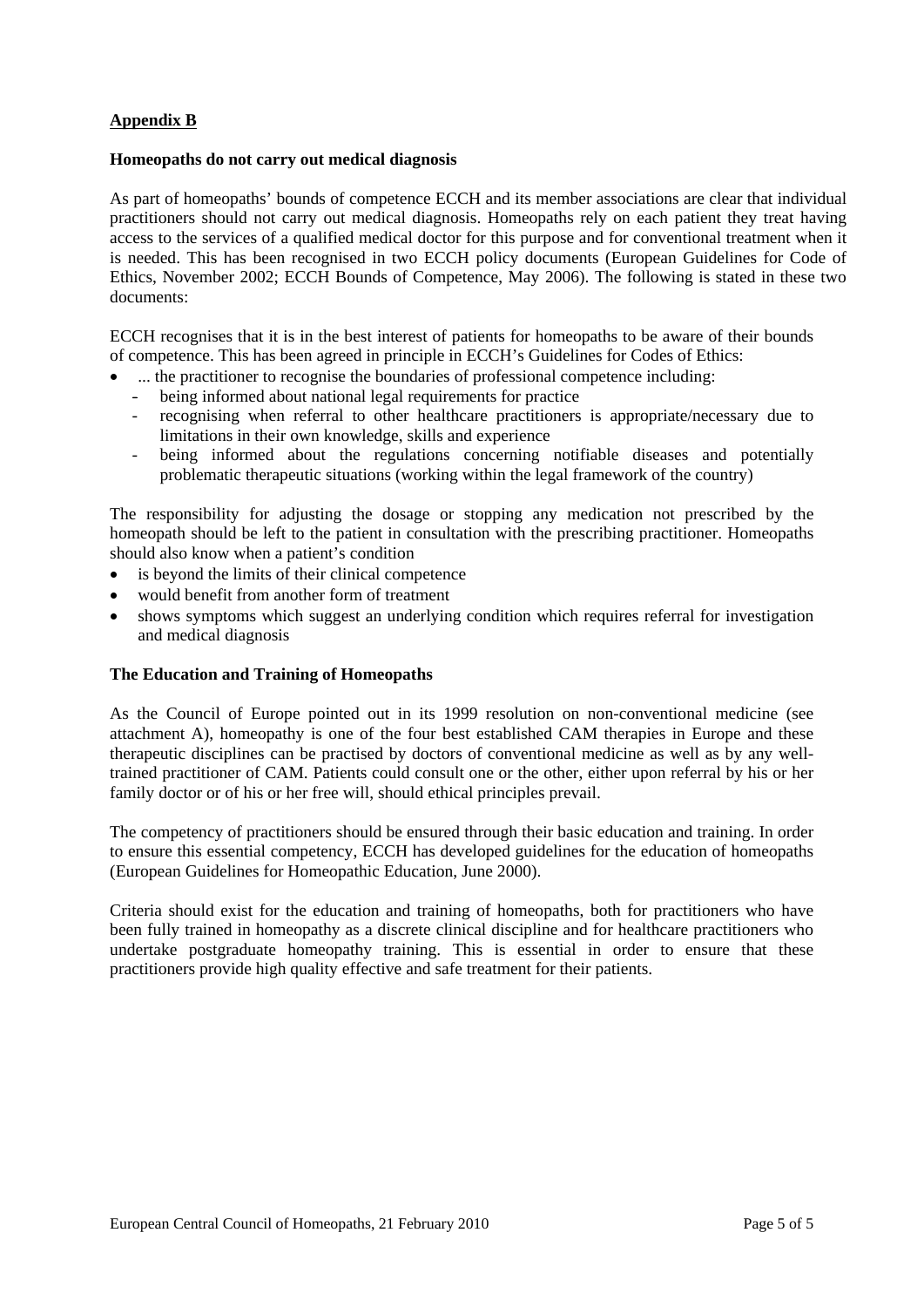## Appendix B

### Homeopaths do not carry out medical diagnosis

As part of homeopaths' bounds of competence ECCH and its member associations are clear that individual practitioners should not carry out medical diagnosis. Homeopaths rely on each patient they treat having access to the services of a qualified medical doctor for this purpose and for conventional treatment when it is needed. This has been recognised in two ECCH policy documents (European Guidelines for Code of Ethics, November 2002; ECCH Bounds of Competence, May 2006). The following is stated in these two documents:

ECCH recognises that it is in the best interest of patients for homeopaths to be aware of their bounds of competence. This has been agreed in principle in ECCH's Guidelines for Codes of Ethics:

- ... the practitioner to recognise the boundaries of professional competence including:
  - being informed about national legal requirements for practice
  - recognising when referral to other healthcare practitioners is appropriate/necessary due to limitations in their own knowledge, skills and experience
  - being informed about the regulations concerning notifiable diseases and potentially problematic therapeutic situations (working within the legal framework of the country)

The responsibility for adjusting the dosage or stopping any medication not prescribed by the homeopath should be left to the patient in consultation with the prescribing practitioner. Homeopaths should also know when a patient's condition

- is beyond the limits of their clinical competence
- would benefit from another form of treatment
- shows symptoms which suggest an underlying condition which requires referral for investigation and medical diagnosis

### The Education and Training of Homeopaths

As the Council of Europe pointed out in its 1999 resolution on non-conventional medicine (see attachment A), homeopathy is one of the four best established CAM therapies in Europe and these therapeutic disciplines can be practised by doctors of conventional medicine as well as by any well-trained practitioner of CAM. Patients could consult one or the other, either upon referral by his or her family doctor or of his or her free will, should ethical principles prevail.

The competency of practitioners should be ensured through their basic education and training. In order to ensure this essential competency, ECCH has developed guidelines for the education of homeopaths (European Guidelines for Homeopathic Education, June 2000).

Criteria should exist for the education and training of homeopaths, both for practitioners who have been fully trained in homeopathy as a discrete clinical discipline and for healthcare practitioners who undertake postgraduate homeopathy training. This is essential in order to ensure that these practitioners provide high quality effective and safe treatment for their patients.